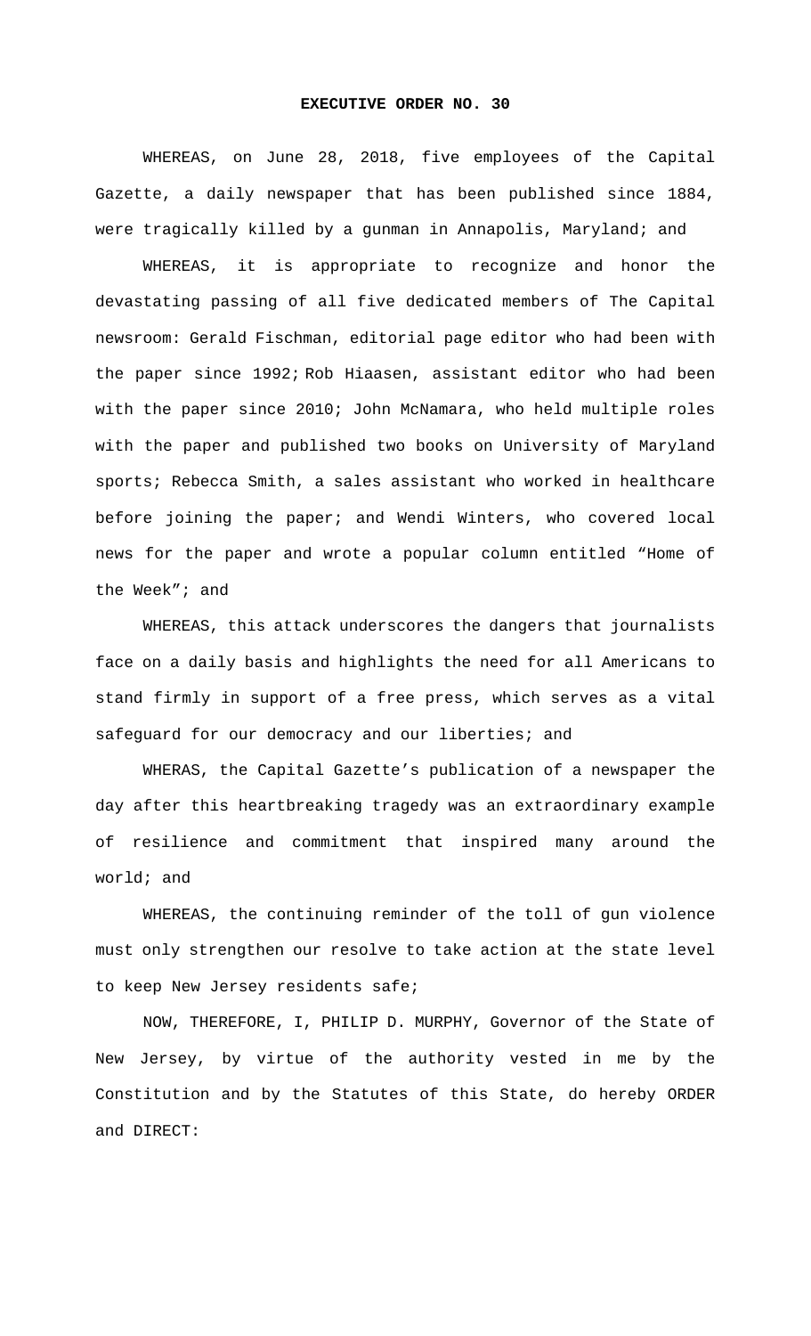**EXECUTIVE ORDER NO. 30**

WHEREAS, on June 28, 2018, five employees of the Capital Gazette, a daily newspaper that has been published since 1884, were tragically killed by a gunman in Annapolis, Maryland; and

WHEREAS, it is appropriate to recognize and honor the devastating passing of all five dedicated members of The Capital newsroom: Gerald Fischman, editorial page editor who had been with the paper since 1992; Rob Hiaasen, assistant editor who had been with the paper since 2010; John McNamara, who held multiple roles with the paper and published two books on University of Maryland sports; Rebecca Smith, a sales assistant who worked in healthcare before joining the paper; and Wendi Winters, who covered local news for the paper and wrote a popular column entitled "Home of the Week"; and

WHEREAS, this attack underscores the dangers that journalists face on a daily basis and highlights the need for all Americans to stand firmly in support of a free press, which serves as a vital safeguard for our democracy and our liberties; and

WHERAS, the Capital Gazette's publication of a newspaper the day after this heartbreaking tragedy was an extraordinary example of resilience and commitment that inspired many around the world; and

WHEREAS, the continuing reminder of the toll of gun violence must only strengthen our resolve to take action at the state level to keep New Jersey residents safe;

NOW, THEREFORE, I, PHILIP D. MURPHY, Governor of the State of New Jersey, by virtue of the authority vested in me by the Constitution and by the Statutes of this State, do hereby ORDER and DIRECT: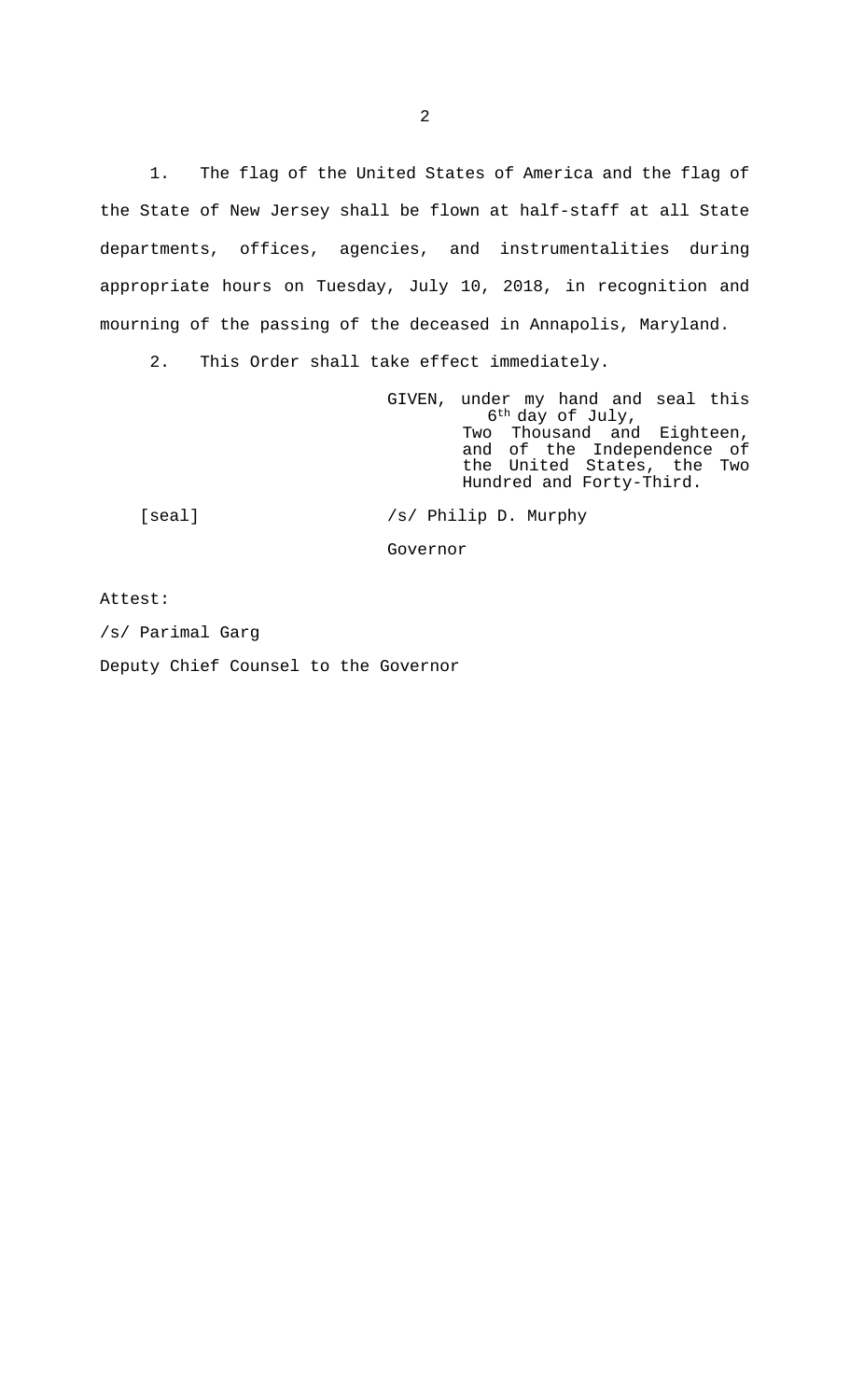1. The flag of the United States of America and the flag of the State of New Jersey shall be flown at half-staff at all State departments, offices, agencies, and instrumentalities during appropriate hours on Tuesday, July 10, 2018, in recognition and mourning of the passing of the deceased in Annapolis, Maryland.

2. This Order shall take effect immediately.

GIVEN, under my hand and seal this 6th day of July, Two Thousand and Eighteen, and of the Independence of the United States, the Two Hundred and Forty-Third.

[seal]

/s/ Philip D. Murphy

Governor

Attest:

/s/ Parimal Garg

Deputy Chief Counsel to the Governor